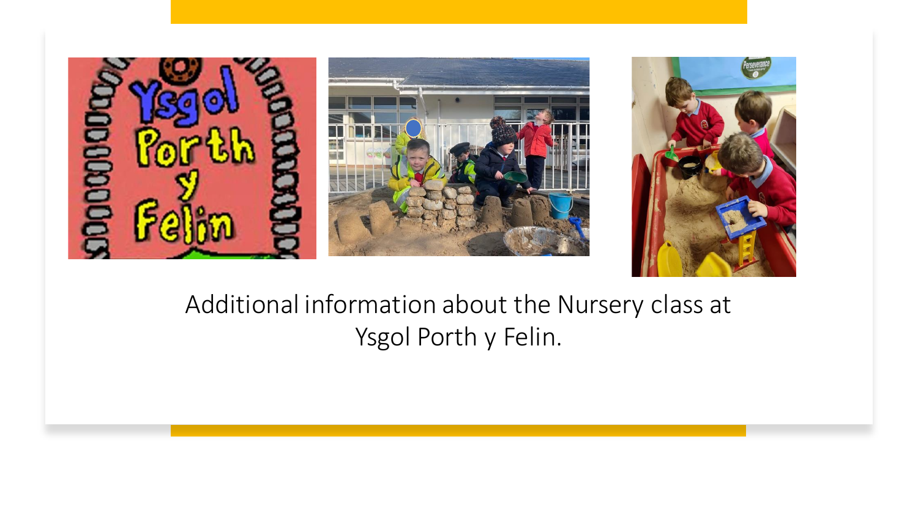Additional information about the Nursery class at Ysgol Porth y Felin.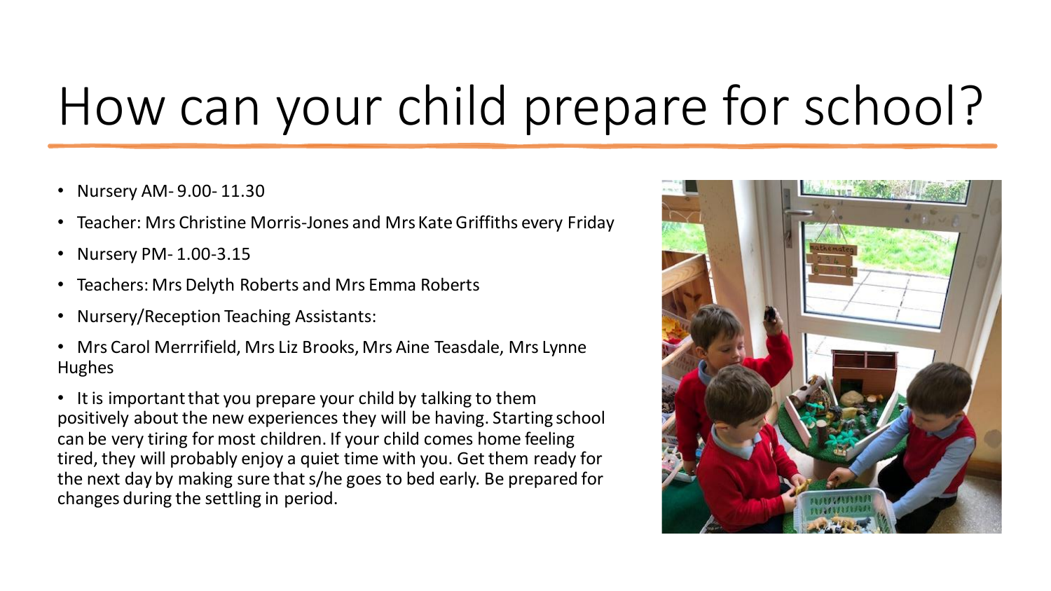# How can your child prepare for school?

- Nursery AM- 9.00- 11.30
- Teacher: Mrs Christine Morris-Jones and Mrs Kate Griffiths every Friday
- Nursery PM- 1.00-3.15
- Teachers: Mrs Delyth Roberts and Mrs Emma Roberts
- Nursery/Reception Teaching Assistants:
- Mrs Carol Merrrifield, Mrs Liz Brooks, Mrs Aine Teasdale, Mrs Lynne Hughes
- It is important that you prepare your child by talking to them positively about the new experiences they will be having. Starting school can be very tiring for most children. If your child comes home feeling tired, they will probably enjoy a quiet time with you. Get them ready for the next day by making sure that s/he goes to bed early. Be prepared for changes during the settling in period.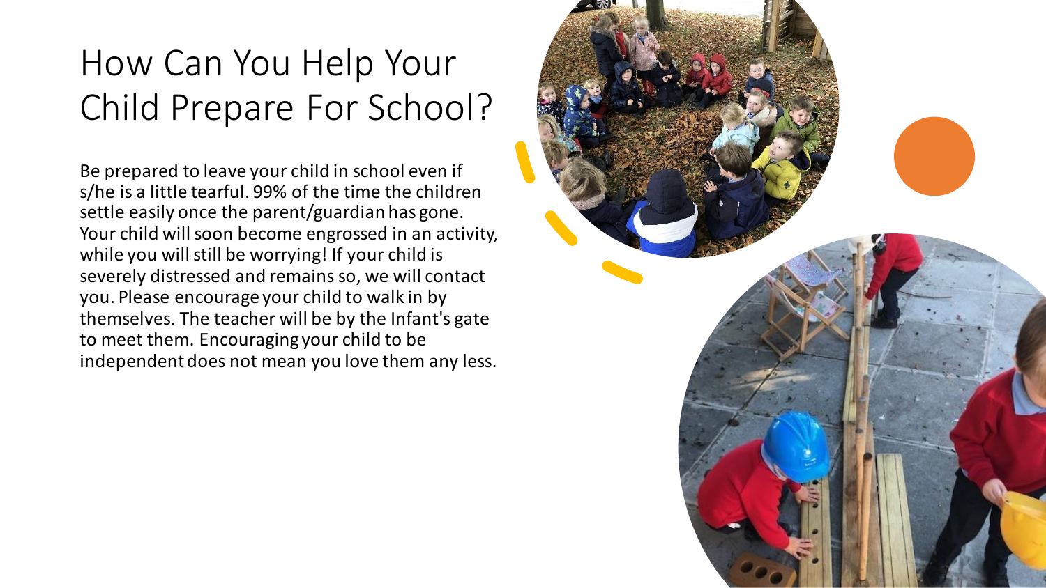# How Can You Help Your Child Prepare For School?

Be prepared to leave your child in school even if s/he is a little tearful. 99% of the time the children settle easily once the parent/guardian has gone. Your child will soon become engrossed in an activity, while you will still be worrying! If your child is severely distressed and remains so, we will contact you. Please encourage your child to walk in by themselves. The teacher will be by the Infant's gate to meet them. Encouraging your child to be independent does not mean you love them any less.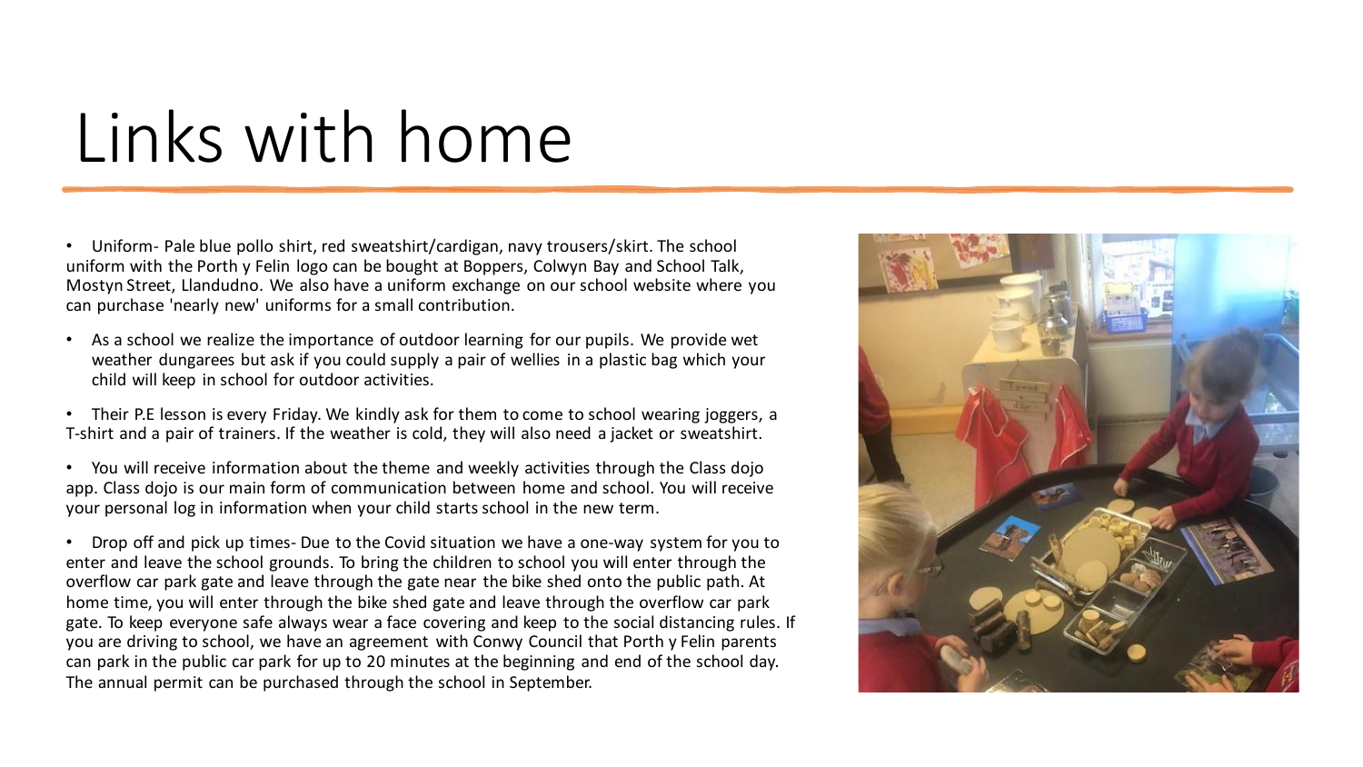# Links with home

- Uniform- Pale blue pollo shirt, red sweatshirt/cardigan, navy trousers/skirt. The school uniform with the Porth y Felin logo can be bought at Boppers, Colwyn Bay and School Talk, Mostyn Street, Llandudno. We also have a uniform exchange on our school website where you can purchase 'nearly new' uniforms for a small contribution.
- As a school we realize the importance of outdoor learning for our pupils. We provide wet weather dungarees but ask if you could supply a pair of wellies in a plastic bag which your child will keep in school for outdoor activities.
- Their P.E lesson is every Friday. We kindly ask for them to come to school wearing joggers, a T-shirt and a pair of trainers. If the weather is cold, they will also need a jacket or sweatshirt.
- You will receive information about the theme and weekly activities through the Class dojo app. Class dojo is our main form of communication between home and school. You will receive your personal log in information when your child starts school in the new term.
- Drop off and pick up times- Due to the Covid situation we have a one-way system for you to enter and leave the school grounds. To bring the children to school you will enter through the overflow car park gate and leave through the gate near the bike shed onto the public path. At home time, you will enter through the bike shed gate and leave through the overflow car park gate. To keep everyone safe always wear a face covering and keep to the social distancing rules. If you are driving to school, we have an agreement with Conwy Council that Porth y Felin parents can park in the public car park for up to 20 minutes at the beginning and end of the school day. The annual permit can be purchased through the school in September.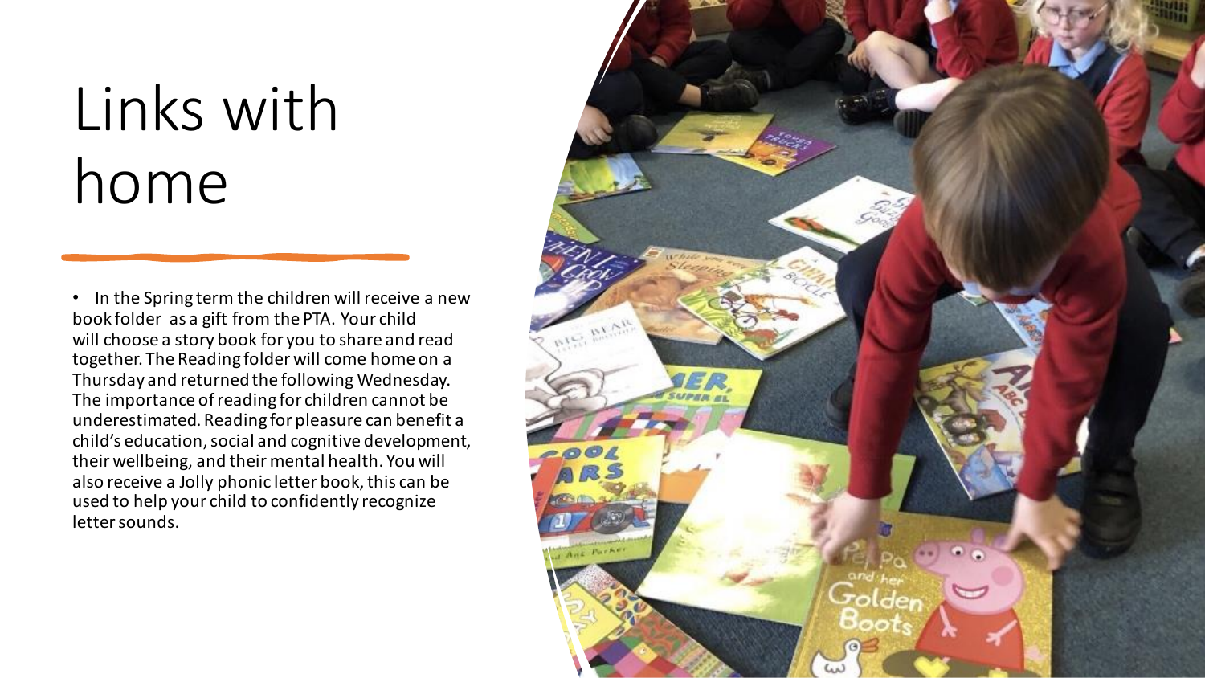# Links with home

- In the Spring term the children will receive a new book folder as a gift from the PTA. Your child will choose a story book for you to share and read together. The Reading folder will come home on a Thursday and returned the following Wednesday. The importance of reading for children cannot be underestimated. Reading for pleasure can benefit a child's education, social and cognitive development, their wellbeing, and their mental health. You will also receive a Jolly phonic letter book, this can be used to help your child to confidently recognize letter sounds.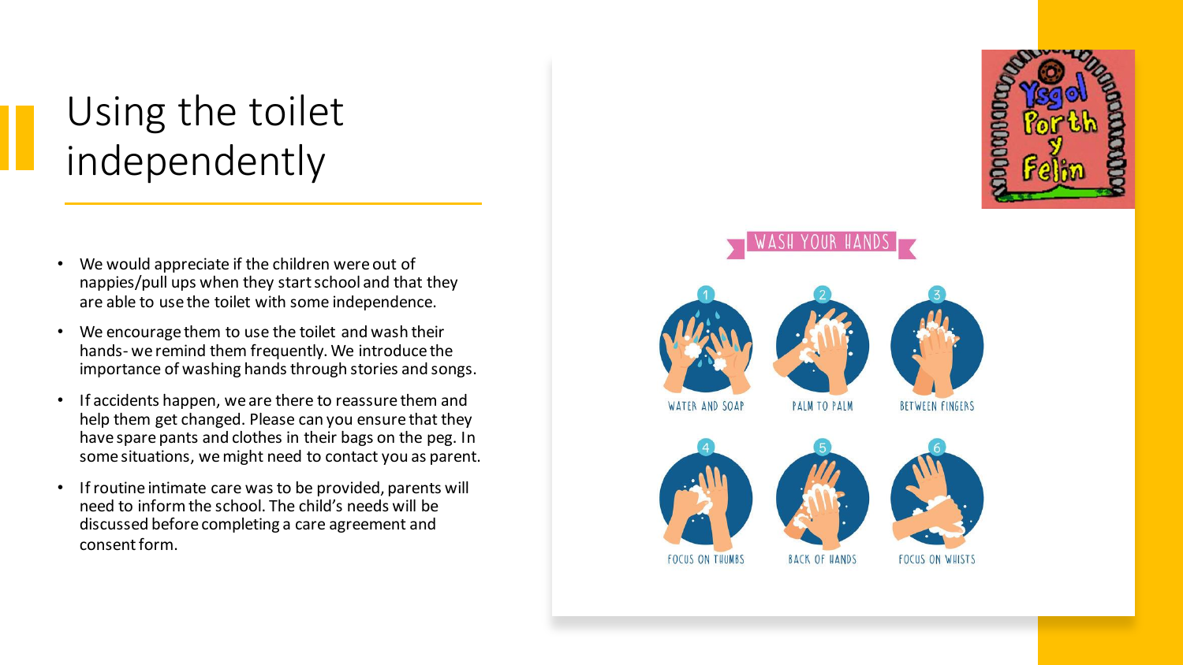# Using the toilet independently

- We would appreciate if the children were out of nappies/pull ups when they start school and that they are able to use the toilet with some independence.
- We encourage them to use the toilet and wash their hands- we remind them frequently. We introduce the importance of washing hands through stories and songs.
- If accidents happen, we are there to reassure them and help them get changed. Please can you ensure that they have spare pants and clothes in their bags on the peg. In some situations, we might need to contact you as parent.
- If routine intimate care was to be provided, parents will need to inform the school. The child's needs will be discussed before completing a care agreement and consent form.

Ysgol Porth y Felin

WASH YOUR HANDS

1 WATER AND SOAP

2 PALM TO PALM

3 BETWEEN FINGERS

4 FOCUS ON THUMBS

5 BACK OF HANDS

6 FOCUS ON WRISTS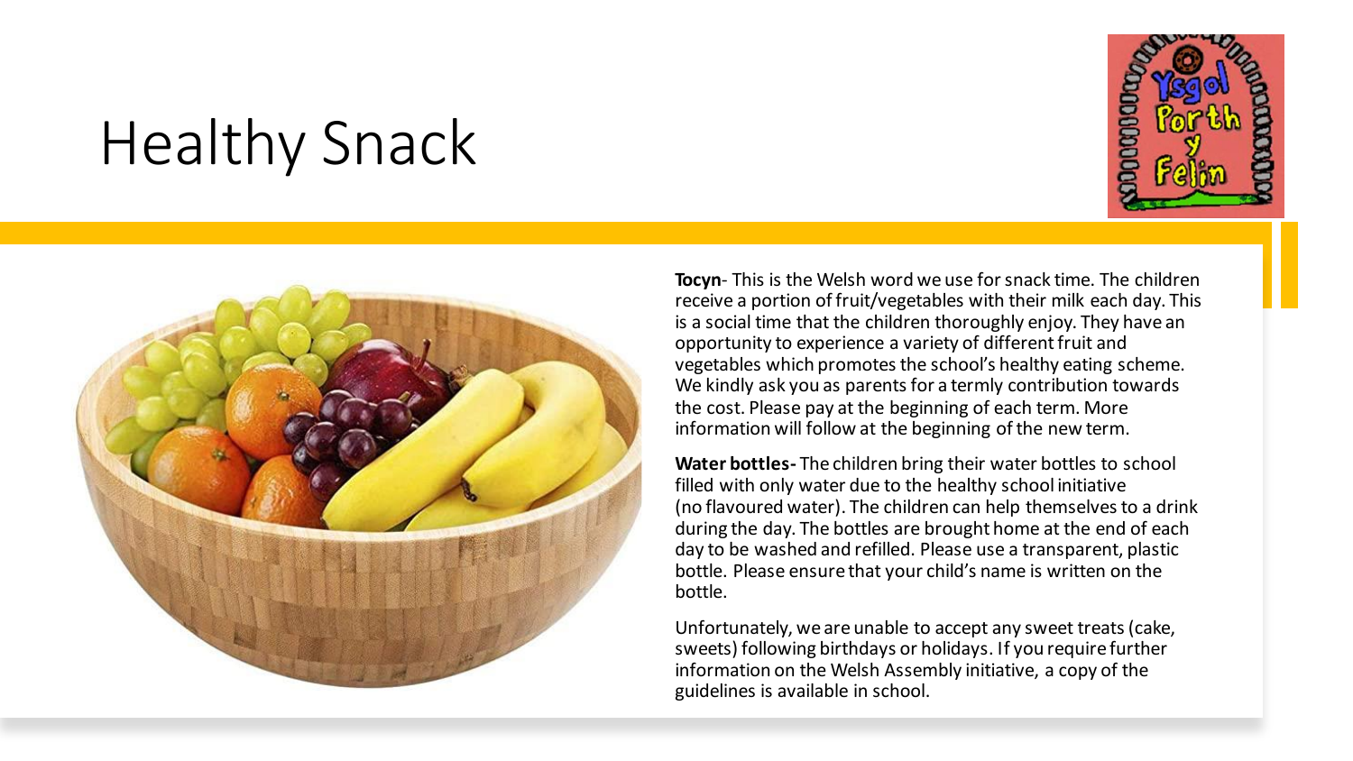# Healthy Snack

**Tocyn**- This is the Welsh word we use for snack time. The children receive a portion of fruit/vegetables with their milk each day. This is a social time that the children thoroughly enjoy. They have an opportunity to experience a variety of different fruit and vegetables which promotes the school's healthy eating scheme. We kindly ask you as parents for a termly contribution towards the cost. Please pay at the beginning of each term. More information will follow at the beginning of the new term.

**Water bottles-** The children bring their water bottles to school filled with only water due to the healthy school initiative (no flavoured water). The children can help themselves to a drink during the day. The bottles are brought home at the end of each day to be washed and refilled. Please use a transparent, plastic bottle. Please ensure that your child's name is written on the bottle.

Unfortunately, we are unable to accept any sweet treats (cake, sweets) following birthdays or holidays. If you require further information on the Welsh Assembly initiative, a copy of the guidelines is available in school.